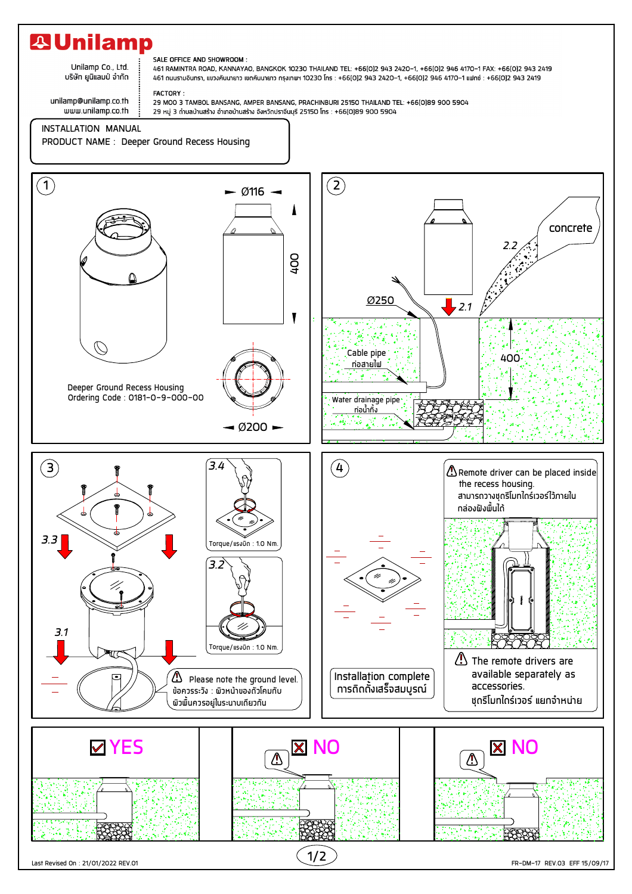# Unilamp

Unilamp Co., Ltd.
บริษัท ยูนิแลมป์ จำกัด

unilamp@unilamp.co.th
www.unilamp.co.th

SALE OFFICE AND SHOWROOM :
461 RAMINTRA ROAD, KANNAYAO, BANGKOK 10230 THAILAND TEL: +66(0)2 943 2420-1, +66(0)2 946 4170-1 FAX: +66(0)2 943 2419
461 ถนนรามอินทรา, แขวงคันนายาว เขตคันนายาว กรุงเทพฯ 10230 โทร : +66(0)2 943 2420-1, +66(0)2 946 4170-1 แฟกซ์ : +66(0)2 943 2419

FACTORY :
29 MOO 3 TAMBOL BANSANG, AMPER BANSANG, PRACHINBURI 25150 THAILAND TEL: +66(0)89 900 5904
29 หมู่ 3 ตำบลบ้านสร้าง อำเภอบ้านสร้าง จังหวัดปราจีนบุรี 25150 โทร : +66(0)89 900 5904

## INSTALLATION MANUAL

PRODUCT NAME : Deeper Ground Recess Housing

### 1

Ø116

400

Ø200

Deeper Ground Recess Housing
Ordering Code : 0181-0-9-000-00

### 2

concrete

2.2

2.1

Ø250

Cable pipe
ท่อสายไฟ

400

Water drainage pipe
ท่อน้ำทิ้ง

### 3

3.4 Torque/แรงบิด : 1.0 Nm.

3.3

3.2 Torque/แรงบิด : 1.0 Nm.

3.1

⚠ Please note the ground level.
ข้อควรระวัง : ผิวหน้าของตัวโคมกับผิวพื้นควรอยู่ในระนาบเดียวกัน

### 4

⚠ Remote driver can be placed inside the recess housing.
สามารถวางชุดรีโมทไดร์เวอร์ไว้ภายในกล่องฝังพื้นได้

Installation complete
การติดตั้งเสร็จสมบูรณ์

⚠ The remote drivers are available separately as accessories.
ชุดรีโมทไดร์เวอร์ แยกจำหน่าย

☑ YES

☒ NO

☒ NO

Last Revised On : 21/01/2022 REV.01

FR-DM-17 REV.03 EFF 15/09/17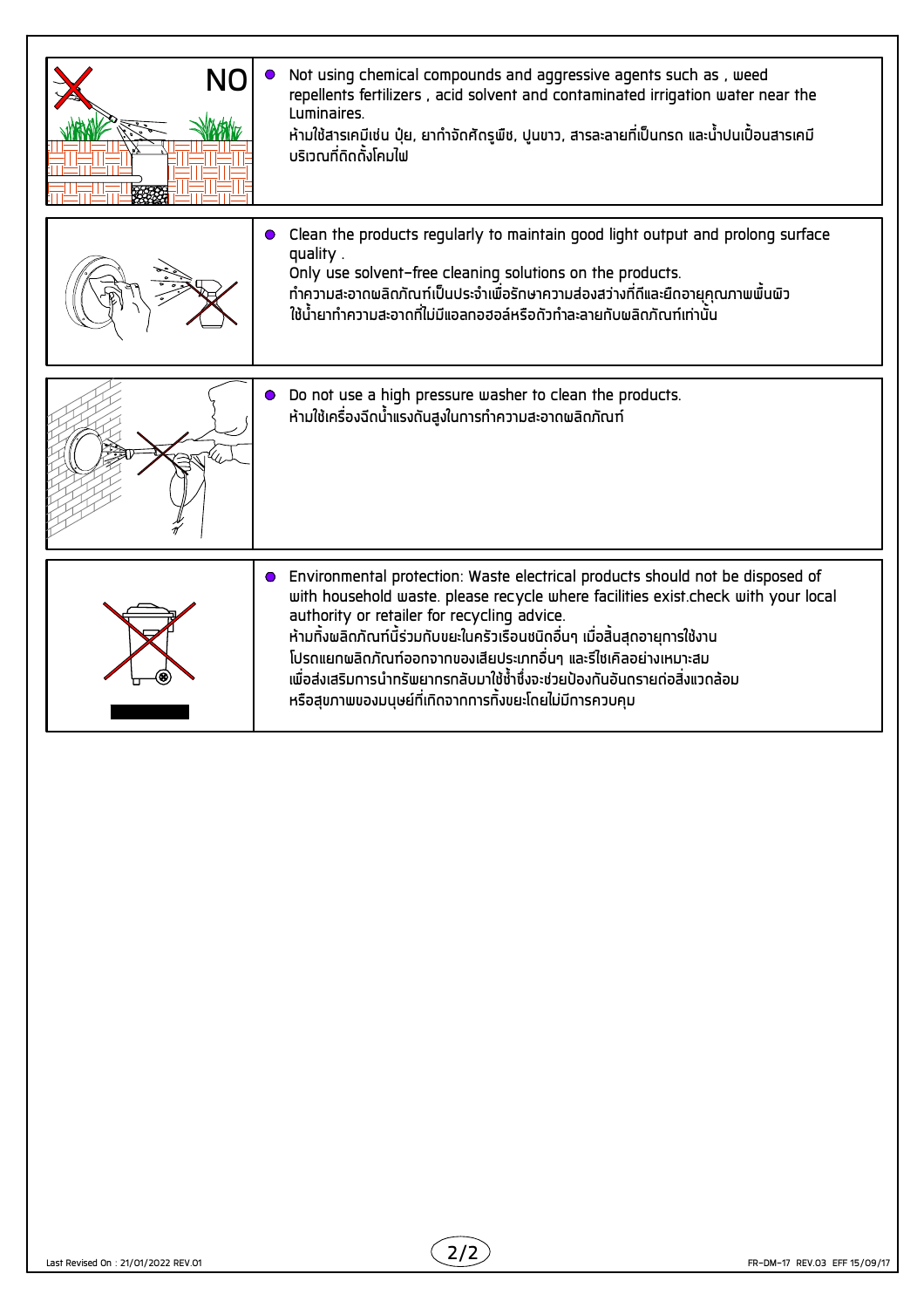NO

- Not using chemical compounds and aggressive agents such as , weed repellents fertilizers , acid solvent and contaminated irrigation water near the Luminaires.
  ห้ามใช้สารเคมีเช่น ปุ๋ย, ยากำจัดศัตรูพืช, ปูนขาว, สารละลายที่เป็นกรด และน้ำปนเปื้อนสารเคมีบริเวณที่ติดตั้งโคมไฟ

- Clean the products regularly to maintain good light output and prolong surface quality .
  Only use solvent-free cleaning solutions on the products.
  ทำความสะอาดผลิตภัณฑ์เป็นประจำเพื่อรักษาความส่องสว่างที่ดีและยืดอายุคุณภาพพื้นผิว
  ใช้น้ำยาทำความสะอาดที่ไม่มีแอลกอฮอล์หรือตัวทำละลายกับผลิตภัณฑ์เท่านั้น

- Do not use a high pressure washer to clean the products.
  ห้ามใช้เครื่องฉีดน้ำแรงดันสูงในการทำความสะอาดผลิตภัณฑ์

- Environmental protection: Waste electrical products should not be disposed of with household waste. please recycle where facilities exist.check with your local authority or retailer for recycling advice.
  ห้ามทิ้งผลิตภัณฑ์นี้ร่วมกับขยะในครัวเรือนชนิดอื่นๆ เมื่อสิ้นสุดอายุการใช้งาน
  โปรดแยกผลิตภัณฑ์ออกจากของเสียประเภทอื่นๆ และรีไซเคิลอย่างเหมาะสม
  เพื่อส่งเสริมการนำทรัพยากรกลับมาใช้ซ้ำซึ่งจะช่วยป้องกันอันตรายต่อสิ่งแวดล้อม
  หรือสุขภาพของมนุษย์ที่เกิดจากการทิ้งขยะโดยไม่มีการควบคุม

Last Revised On : 21/01/2022 REV.01

FR-DM-17 REV.03 EFF 15/09/17